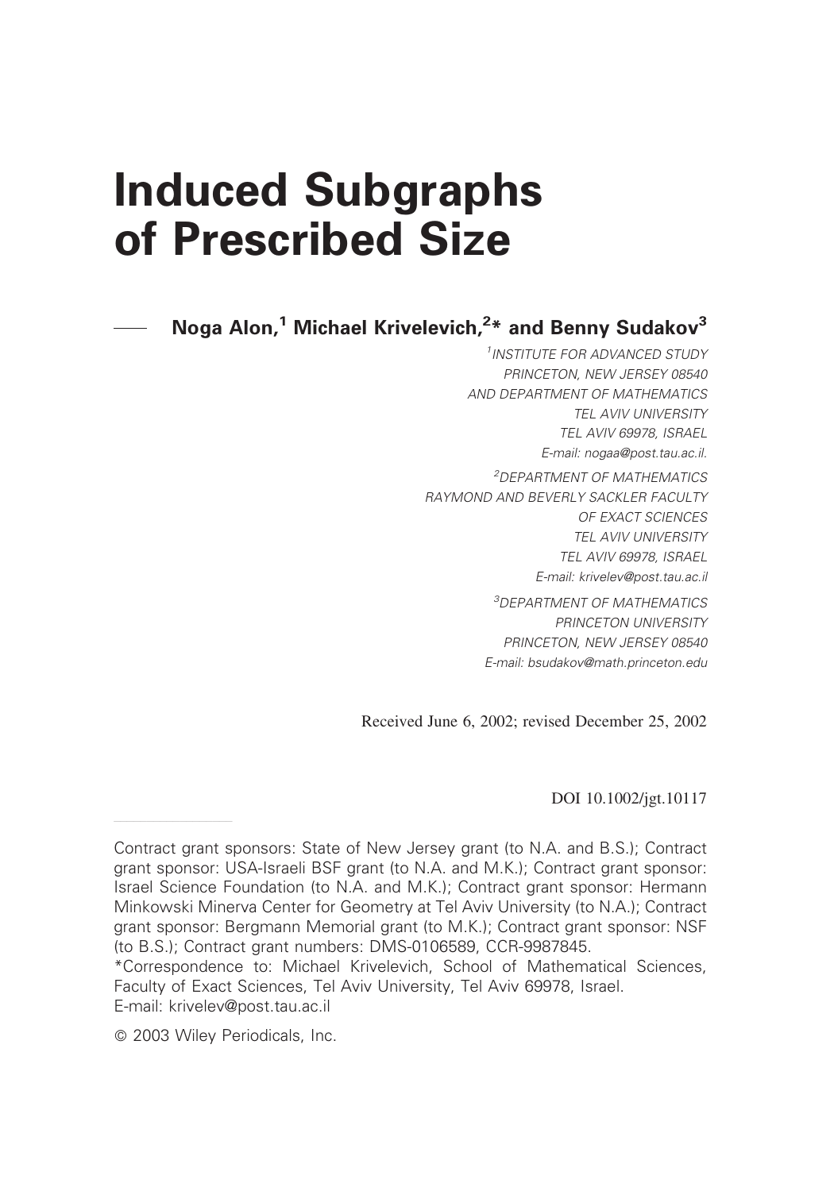# Induced Subgraphs of Prescribed Size

**Noga Alon,[1] Michael Krivelevich,[2]\* and Benny Sudakov[3]**

[1]INSTITUTE FOR ADVANCED STUDY
PRINCETON, NEW JERSEY 08540
AND DEPARTMENT OF MATHEMATICS
TEL AVIV UNIVERSITY
TEL AVIV 69978, ISRAEL
E-mail: nogaa@post.tau.ac.il.

[2]DEPARTMENT OF MATHEMATICS
RAYMOND AND BEVERLY SACKLER FACULTY
OF EXACT SCIENCES
TEL AVIV UNIVERSITY
TEL AVIV 69978, ISRAEL
E-mail: krivelev@post.tau.ac.il

[3]DEPARTMENT OF MATHEMATICS
PRINCETON UNIVERSITY
PRINCETON, NEW JERSEY 08540
E-mail: bsudakov@math.princeton.edu

Received June 6, 2002; revised December 25, 2002

DOI 10.1002/jgt.10117

---

Contract grant sponsors: State of New Jersey grant (to N.A. and B.S.); Contract grant sponsor: USA-Israeli BSF grant (to N.A. and M.K.); Contract grant sponsor: Israel Science Foundation (to N.A. and M.K.); Contract grant sponsor: Hermann Minkowski Minerva Center for Geometry at Tel Aviv University (to N.A.); Contract grant sponsor: Bergmann Memorial grant (to M.K.); Contract grant sponsor: NSF (to B.S.); Contract grant numbers: DMS-0106589, CCR-9987845.

*Correspondence to: Michael Krivelevich, School of Mathematical Sciences, Faculty of Exact Sciences, Tel Aviv University, Tel Aviv 69978, Israel. E-mail: krivelev@post.tau.ac.il

© 2003 Wiley Periodicals, Inc.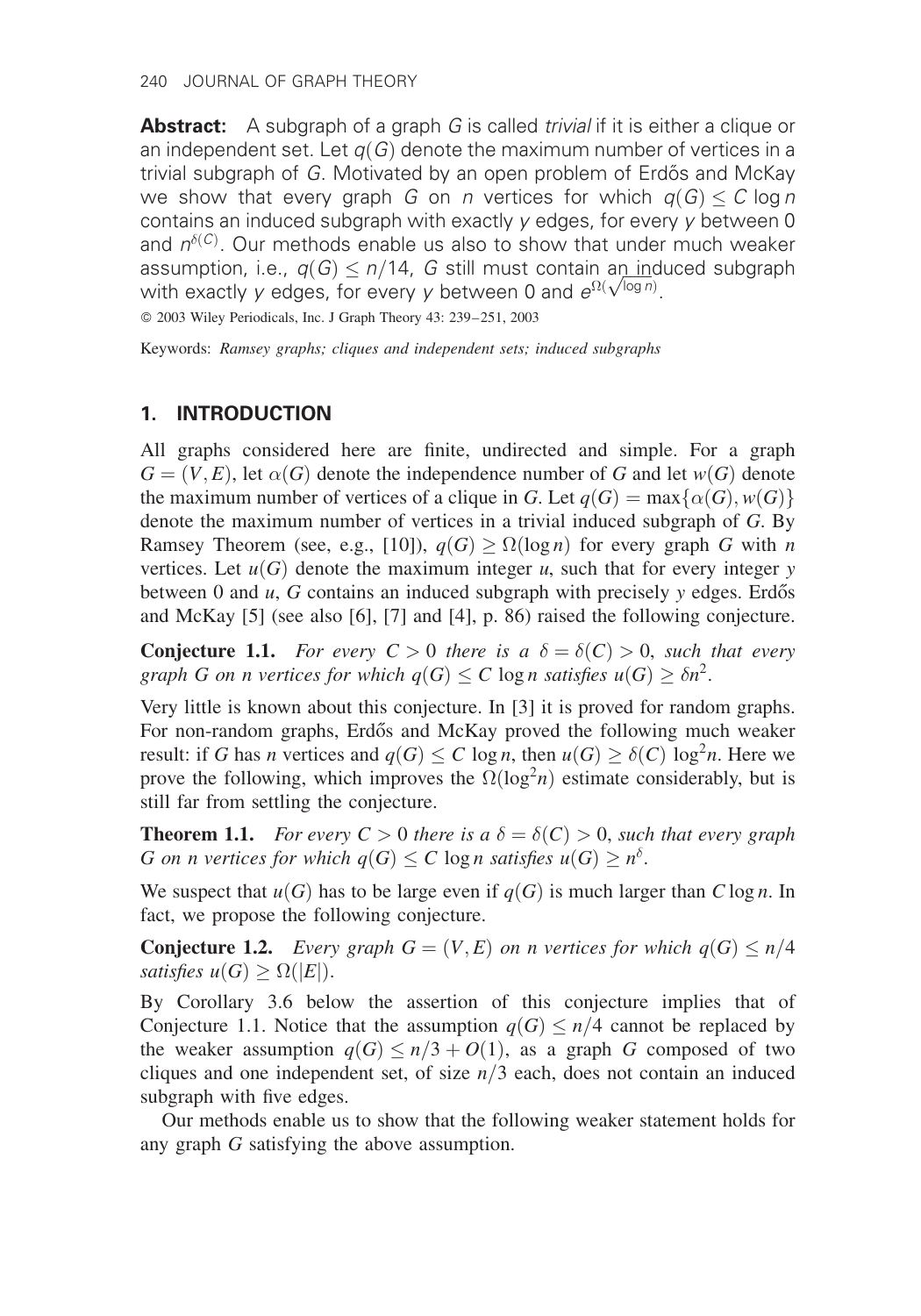**Abstract:** A subgraph of a graph $G$ is called *trivial* if it is either a clique or an independent set. Let $q(G)$ denote the maximum number of vertices in a trivial subgraph of $G$. Motivated by an open problem of Erdős and McKay we show that every graph $G$ on $n$ vertices for which $q(G) \leq C \log n$ contains an induced subgraph with exactly $y$ edges, for every $y$ between 0 and $n^{\delta(C)}$. Our methods enable us also to show that under much weaker assumption, i.e., $q(G) \leq n/14$, $G$ still must contain an induced subgraph with exactly $y$ edges, for every $y$ between 0 and $e^{\Omega(\sqrt{\log n})}$.

© 2003 Wiley Periodicals, Inc. J Graph Theory 43: 239–251, 2003

Keywords: *Ramsey graphs; cliques and independent sets; induced subgraphs*

## 1. INTRODUCTION

All graphs considered here are finite, undirected and simple. For a graph $G = (V, E)$, let $\alpha(G)$ denote the independence number of $G$ and let $w(G)$ denote the maximum number of vertices of a clique in $G$. Let $q(G) = \max\{\alpha(G), w(G)\}$ denote the maximum number of vertices in a trivial induced subgraph of $G$. By Ramsey Theorem (see, e.g., [10]), $q(G) \geq \Omega(\log n)$ for every graph $G$ with $n$ vertices. Let $u(G)$ denote the maximum integer $u$, such that for every integer $y$ between 0 and $u$, $G$ contains an induced subgraph with precisely $y$ edges. Erdős and McKay [5] (see also [6], [7] and [4], p. 86) raised the following conjecture.

**Conjecture 1.1.** *For every $C > 0$ there is a $\delta = \delta(C) > 0$, such that every graph $G$ on $n$ vertices for which $q(G) \leq C \log n$ satisfies $u(G) \geq \delta n^2$.*

Very little is known about this conjecture. In [3] it is proved for random graphs. For non-random graphs, Erdős and McKay proved the following much weaker result: if $G$ has $n$ vertices and $q(G) \leq C \log n$, then $u(G) \geq \delta(C) \log^2 n$. Here we prove the following, which improves the $\Omega(\log^2 n)$ estimate considerably, but is still far from settling the conjecture.

**Theorem 1.1.** *For every $C > 0$ there is a $\delta = \delta(C) > 0$, such that every graph $G$ on $n$ vertices for which $q(G) \leq C \log n$ satisfies $u(G) \geq n^{\delta}$.*

We suspect that $u(G)$ has to be large even if $q(G)$ is much larger than $C \log n$. In fact, we propose the following conjecture.

**Conjecture 1.2.** *Every graph $G = (V, E)$ on $n$ vertices for which $q(G) \leq n/4$ satisfies $u(G) \geq \Omega(|E|)$.*

By Corollary 3.6 below the assertion of this conjecture implies that of Conjecture 1.1. Notice that the assumption $q(G) \leq n/4$ cannot be replaced by the weaker assumption $q(G) \leq n/3 + O(1)$, as a graph $G$ composed of two cliques and one independent set, of size $n/3$ each, does not contain an induced subgraph with five edges.

Our methods enable us to show that the following weaker statement holds for any graph $G$ satisfying the above assumption.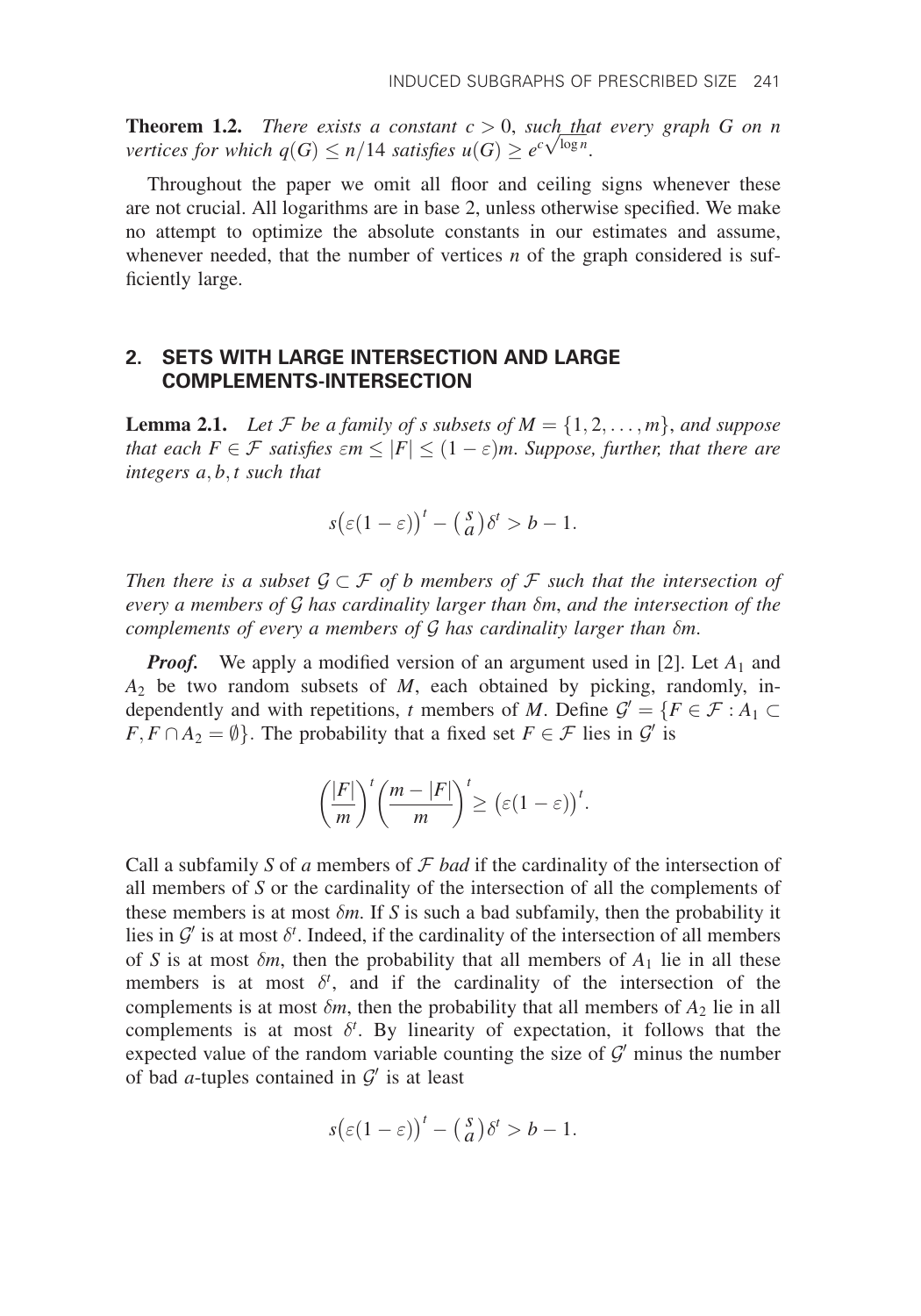**Theorem 1.2.** *There exists a constant $c > 0$, such that every graph $G$ on $n$ vertices for which $q(G) \leq n/14$ satisfies $u(G) \geq e^{c\sqrt{\log n}}$.*

Throughout the paper we omit all floor and ceiling signs whenever these are not crucial. All logarithms are in base 2, unless otherwise specified. We make no attempt to optimize the absolute constants in our estimates and assume, whenever needed, that the number of vertices $n$ of the graph considered is sufficiently large.

## 2. SETS WITH LARGE INTERSECTION AND LARGE COMPLEMENTS-INTERSECTION

**Lemma 2.1.** *Let $\mathcal{F}$ be a family of $s$ subsets of $M = \{1, 2, \ldots, m\}$, and suppose that each $F \in \mathcal{F}$ satisfies $\varepsilon m \leq |F| \leq (1 - \varepsilon)m$. Suppose, further, that there are integers $a, b, t$ such that*

$$s\big(\varepsilon(1-\varepsilon)\big)^t - \binom{s}{a}\delta^t > b - 1.$$

*Then there is a subset $\mathcal{G} \subset \mathcal{F}$ of $b$ members of $\mathcal{F}$ such that the intersection of every $a$ members of $\mathcal{G}$ has cardinality larger than $\delta m$, and the intersection of the complements of every $a$ members of $\mathcal{G}$ has cardinality larger than $\delta m$.*

***Proof.*** We apply a modified version of an argument used in [2]. Let $A_1$ and $A_2$ be two random subsets of $M$, each obtained by picking, randomly, independently and with repetitions, $t$ members of $M$. Define $\mathcal{G}' = \{F \in \mathcal{F} : A_1 \subset F, F \cap A_2 = \emptyset\}$. The probability that a fixed set $F \in \mathcal{F}$ lies in $\mathcal{G}'$ is

$$\left(\frac{|F|}{m}\right)^t \left(\frac{m-|F|}{m}\right)^t \geq \big(\varepsilon(1-\varepsilon)\big)^t.$$

Call a subfamily $S$ of $a$ members of $\mathcal{F}$ *bad* if the cardinality of the intersection of all members of $S$ or the cardinality of the intersection of all the complements of these members is at most $\delta m$. If $S$ is such a bad subfamily, then the probability it lies in $\mathcal{G}'$ is at most $\delta^t$. Indeed, if the cardinality of the intersection of all members of $S$ is at most $\delta m$, then the probability that all members of $A_1$ lie in all these members is at most $\delta^t$, and if the cardinality of the intersection of the complements is at most $\delta m$, then the probability that all members of $A_2$ lie in all complements is at most $\delta^t$. By linearity of expectation, it follows that the expected value of the random variable counting the size of $\mathcal{G}'$ minus the number of bad $a$-tuples contained in $\mathcal{G}'$ is at least

$$s\big(\varepsilon(1-\varepsilon)\big)^t - \binom{s}{a}\delta^t > b - 1.$$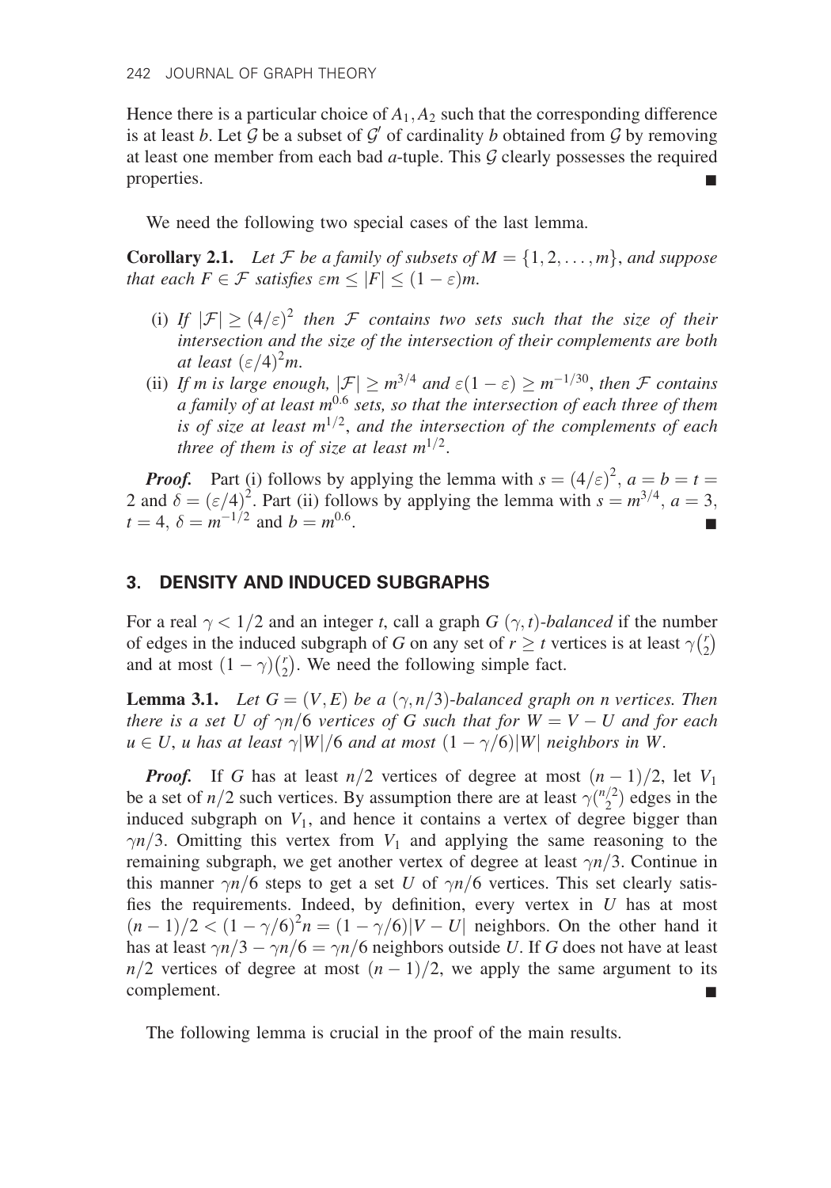Hence there is a particular choice of $A_1, A_2$ such that the corresponding difference is at least $b$. Let $\mathcal{G}$ be a subset of $\mathcal{G}'$ of cardinality $b$ obtained from $\mathcal{G}$ by removing at least one member from each bad $a$-tuple. This $\mathcal{G}$ clearly possesses the required properties. ∎

We need the following two special cases of the last lemma.

**Corollary 2.1.** *Let $\mathcal{F}$ be a family of subsets of $M = \{1, 2, \ldots, m\}$, and suppose that each $F \in \mathcal{F}$ satisfies $\varepsilon m \le |F| \le (1-\varepsilon)m$.*

- (i) *If $|\mathcal{F}| \ge (4/\varepsilon)^2$ then $\mathcal{F}$ contains two sets such that the size of their intersection and the size of the intersection of their complements are both at least $(\varepsilon/4)^2 m$.*
- (ii) *If $m$ is large enough, $|\mathcal{F}| \ge m^{3/4}$ and $\varepsilon(1-\varepsilon) \ge m^{-1/30}$, then $\mathcal{F}$ contains a family of at least $m^{0.6}$ sets, so that the intersection of each three of them is of size at least $m^{1/2}$, and the intersection of the complements of each three of them is of size at least $m^{1/2}$.*

***Proof.*** Part (i) follows by applying the lemma with $s = (4/\varepsilon)^2$, $a = b = t = 2$ and $\delta = (\varepsilon/4)^2$. Part (ii) follows by applying the lemma with $s = m^{3/4}$, $a = 3$, $t = 4$, $\delta = m^{-1/2}$ and $b = m^{0.6}$. ∎

## 3. DENSITY AND INDUCED SUBGRAPHS

For a real $\gamma < 1/2$ and an integer $t$, call a graph $G$ $(\gamma, t)$-*balanced* if the number of edges in the induced subgraph of $G$ on any set of $r \ge t$ vertices is at least $\gamma\binom{r}{2}$ and at most $(1-\gamma)\binom{r}{2}$. We need the following simple fact.

**Lemma 3.1.** *Let $G = (V, E)$ be a $(\gamma, n/3)$-balanced graph on $n$ vertices. Then there is a set $U$ of $\gamma n/6$ vertices of $G$ such that for $W = V - U$ and for each $u \in U$, $u$ has at least $\gamma|W|/6$ and at most $(1-\gamma/6)|W|$ neighbors in $W$.*

***Proof.*** If $G$ has at least $n/2$ vertices of degree at most $(n-1)/2$, let $V_1$ be a set of $n/2$ such vertices. By assumption there are at least $\gamma\binom{n/2}{2}$ edges in the induced subgraph on $V_1$, and hence it contains a vertex of degree bigger than $\gamma n/3$. Omitting this vertex from $V_1$ and applying the same reasoning to the remaining subgraph, we get another vertex of degree at least $\gamma n/3$. Continue in this manner $\gamma n/6$ steps to get a set $U$ of $\gamma n/6$ vertices. This set clearly satisfies the requirements. Indeed, by definition, every vertex in $U$ has at most $(n-1)/2 < (1-\gamma/6)^2 n = (1-\gamma/6)|V-U|$ neighbors. On the other hand it has at least $\gamma n/3 - \gamma n/6 = \gamma n/6$ neighbors outside $U$. If $G$ does not have at least $n/2$ vertices of degree at most $(n-1)/2$, we apply the same argument to its complement. ∎

The following lemma is crucial in the proof of the main results.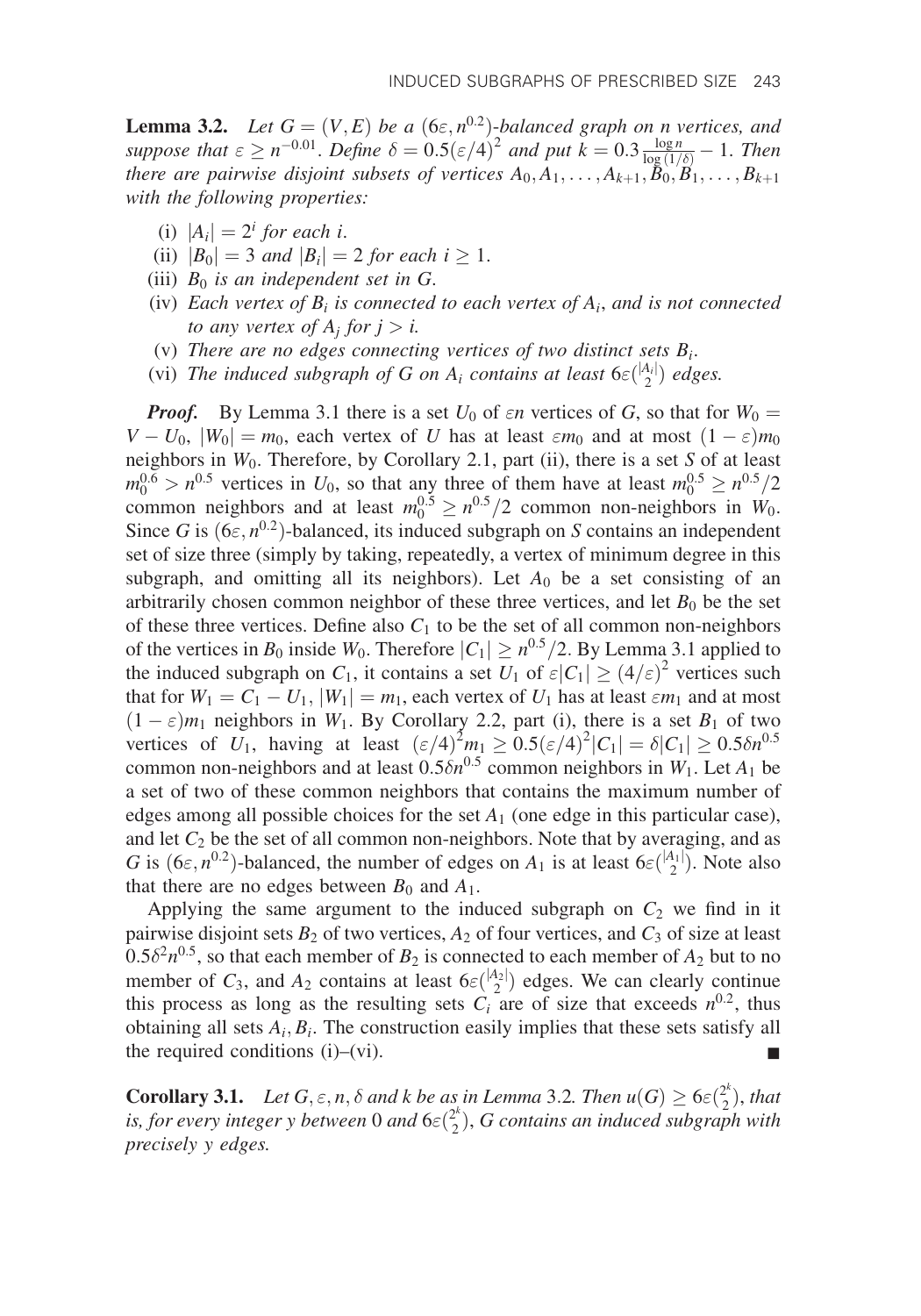**Lemma 3.2.** *Let $G = (V, E)$ be a $(6\varepsilon, n^{0.2})$-balanced graph on $n$ vertices, and suppose that $\varepsilon \geq n^{-0.01}$. Define $\delta = 0.5(\varepsilon/4)^2$ and put $k = 0.3\frac{\log n}{\log(1/\delta)} - 1$. Then there are pairwise disjoint subsets of vertices $A_0, A_1, \ldots, A_{k+1}, B_0, B_1, \ldots, B_{k+1}$ with the following properties:*

- (i) *$|A_i| = 2^i$ for each $i$.*
- (ii) *$|B_0| = 3$ and $|B_i| = 2$ for each $i \geq 1$.*
- (iii) *$B_0$ is an independent set in $G$.*
- (iv) *Each vertex of $B_i$ is connected to each vertex of $A_i$, and is not connected to any vertex of $A_j$ for $j > i$.*
- (v) *There are no edges connecting vertices of two distinct sets $B_i$.*
- (vi) *The induced subgraph of $G$ on $A_i$ contains at least $6\varepsilon\binom{|A_i|}{2}$ edges.*

***Proof.*** By Lemma 3.1 there is a set $U_0$ of $\varepsilon n$ vertices of $G$, so that for $W_0 = V - U_0$, $|W_0| = m_0$, each vertex of $U$ has at least $\varepsilon m_0$ and at most $(1-\varepsilon)m_0$ neighbors in $W_0$. Therefore, by Corollary 2.1, part (ii), there is a set $S$ of at least $m_0^{0.6} > n^{0.5}$ vertices in $U_0$, so that any three of them have at least $m_0^{0.5} \geq n^{0.5}/2$ common neighbors and at least $m_0^{0.5} \geq n^{0.5}/2$ common non-neighbors in $W_0$. Since $G$ is $(6\varepsilon, n^{0.2})$-balanced, its induced subgraph on $S$ contains an independent set of size three (simply by taking, repeatedly, a vertex of minimum degree in this subgraph, and omitting all its neighbors). Let $A_0$ be a set consisting of an arbitrarily chosen common neighbor of these three vertices, and let $B_0$ be the set of these three vertices. Define also $C_1$ to be the set of all common non-neighbors of the vertices in $B_0$ inside $W_0$. Therefore $|C_1| \geq n^{0.5}/2$. By Lemma 3.1 applied to the induced subgraph on $C_1$, it contains a set $U_1$ of $\varepsilon|C_1| \geq (4/\varepsilon)^2$ vertices such that for $W_1 = C_1 - U_1$, $|W_1| = m_1$, each vertex of $U_1$ has at least $\varepsilon m_1$ and at most $(1-\varepsilon)m_1$ neighbors in $W_1$. By Corollary 2.2, part (i), there is a set $B_1$ of two vertices of $U_1$, having at least $(\varepsilon/4)^2 m_1 \geq 0.5(\varepsilon/4)^2|C_1| = \delta|C_1| \geq 0.5\delta n^{0.5}$ common non-neighbors and at least $0.5\delta n^{0.5}$ common neighbors in $W_1$. Let $A_1$ be a set of two of these common neighbors that contains the maximum number of edges among all possible choices for the set $A_1$ (one edge in this particular case), and let $C_2$ be the set of all common non-neighbors. Note that by averaging, and as $G$ is $(6\varepsilon, n^{0.2})$-balanced, the number of edges on $A_1$ is at least $6\varepsilon\binom{|A_1|}{2}$. Note also that there are no edges between $B_0$ and $A_1$.

Applying the same argument to the induced subgraph on $C_2$ we find in it pairwise disjoint sets $B_2$ of two vertices, $A_2$ of four vertices, and $C_3$ of size at least $0.5\delta^2 n^{0.5}$, so that each member of $B_2$ is connected to each member of $A_2$ but to no member of $C_3$, and $A_2$ contains at least $6\varepsilon\binom{|A_2|}{2}$ edges. We can clearly continue this process as long as the resulting sets $C_i$ are of size that exceeds $n^{0.2}$, thus obtaining all sets $A_i, B_i$. The construction easily implies that these sets satisfy all the required conditions (i)–(vi). ∎

**Corollary 3.1.** *Let $G, \varepsilon, n, \delta$ and $k$ be as in Lemma 3.2. Then $u(G) \geq 6\varepsilon\binom{2^k}{2}$, that is, for every integer $y$ between $0$ and $6\varepsilon\binom{2^k}{2}$, $G$ contains an induced subgraph with precisely $y$ edges.*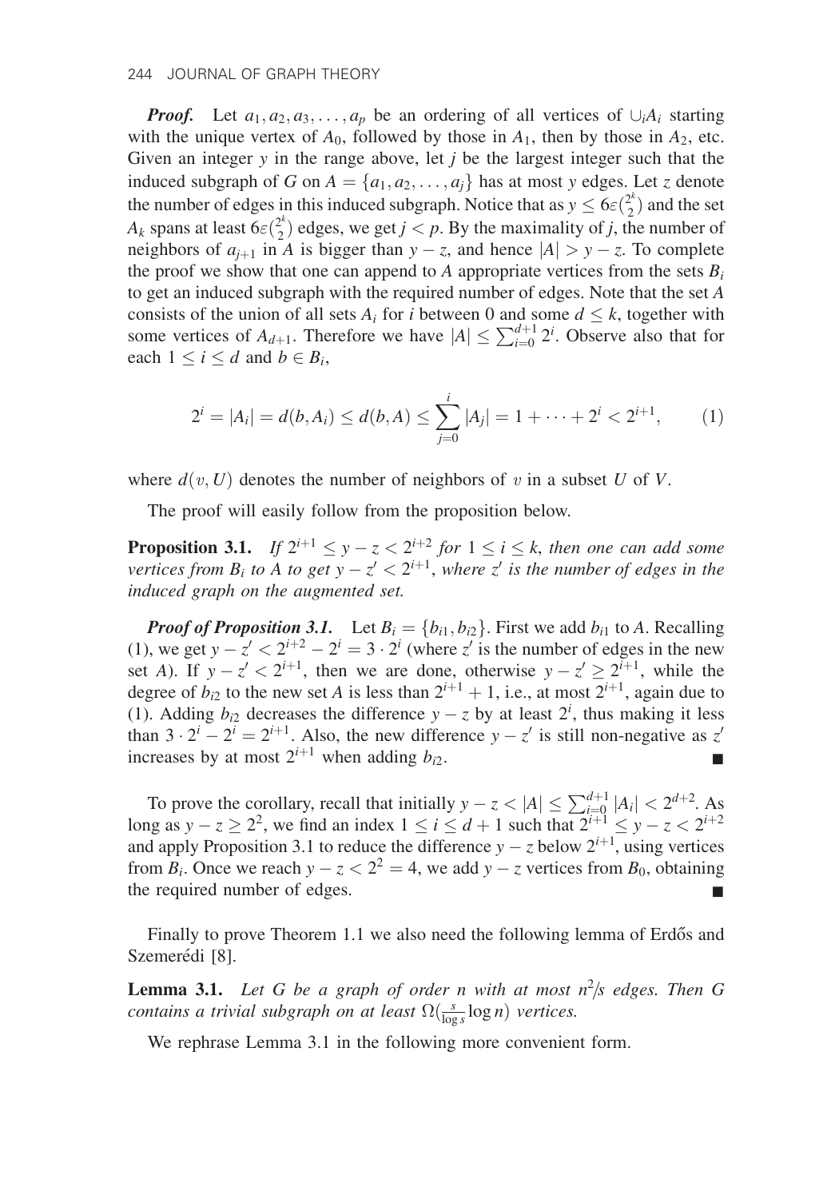***Proof.*** Let $a_1, a_2, a_3, \ldots, a_p$ be an ordering of all vertices of $\cup_i A_i$ starting with the unique vertex of $A_0$, followed by those in $A_1$, then by those in $A_2$, etc. Given an integer $y$ in the range above, let $j$ be the largest integer such that the induced subgraph of $G$ on $A = \{a_1, a_2, \ldots, a_j\}$ has at most $y$ edges. Let $z$ denote the number of edges in this induced subgraph. Notice that as $y \leq 6\varepsilon\binom{2^k}{2}$ and the set $A_k$ spans at least $6\varepsilon\binom{2^k}{2}$ edges, we get $j < p$. By the maximality of $j$, the number of neighbors of $a_{j+1}$ in $A$ is bigger than $y - z$, and hence $|A| > y - z$. To complete the proof we show that one can append to $A$ appropriate vertices from the sets $B_i$ to get an induced subgraph with the required number of edges. Note that the set $A$ consists of the union of all sets $A_i$ for $i$ between 0 and some $d \leq k$, together with some vertices of $A_{d+1}$. Therefore we have $|A| \leq \sum_{i=0}^{d+1} 2^i$. Observe also that for each $1 \leq i \leq d$ and $b \in B_i$,

$$2^i = |A_i| = d(b, A_i) \leq d(b, A) \leq \sum_{j=0}^{i} |A_j| = 1 + \cdots + 2^i < 2^{i+1}, \qquad (1)$$

where $d(v, U)$ denotes the number of neighbors of $v$ in a subset $U$ of $V$.

The proof will easily follow from the proposition below.

**Proposition 3.1.** *If $2^{i+1} \leq y - z < 2^{i+2}$ for $1 \leq i \leq k$, then one can add some vertices from $B_i$ to $A$ to get $y - z' < 2^{i+1}$, where $z'$ is the number of edges in the induced graph on the augmented set.*

***Proof of Proposition 3.1.*** Let $B_i = \{b_{i1}, b_{i2}\}$. First we add $b_{i1}$ to $A$. Recalling (1), we get $y - z' < 2^{i+2} - 2^i = 3 \cdot 2^i$ (where $z'$ is the number of edges in the new set $A$). If $y - z' < 2^{i+1}$, then we are done, otherwise $y - z' \geq 2^{i+1}$, while the degree of $b_{i2}$ to the new set $A$ is less than $2^{i+1} + 1$, i.e., at most $2^{i+1}$, again due to (1). Adding $b_{i2}$ decreases the difference $y - z$ by at least $2^i$, thus making it less than $3 \cdot 2^i - 2^i = 2^{i+1}$. Also, the new difference $y - z'$ is still non-negative as $z'$ increases by at most $2^{i+1}$ when adding $b_{i2}$. ■

To prove the corollary, recall that initially $y - z < |A| \leq \sum_{i=0}^{d+1} |A_i| < 2^{d+2}$. As long as $y - z \geq 2^2$, we find an index $1 \leq i \leq d + 1$ such that $2^{i+1} \leq y - z < 2^{i+2}$ and apply Proposition 3.1 to reduce the difference $y - z$ below $2^{i+1}$, using vertices from $B_i$. Once we reach $y - z < 2^2 = 4$, we add $y - z$ vertices from $B_0$, obtaining the required number of edges. ■

Finally to prove Theorem 1.1 we also need the following lemma of Erdős and Szemerédi [8].

**Lemma 3.1.** *Let $G$ be a graph of order $n$ with at most $n^2/s$ edges. Then $G$ contains a trivial subgraph on at least $\Omega(\frac{s}{\log s} \log n)$ vertices.*

We rephrase Lemma 3.1 in the following more convenient form.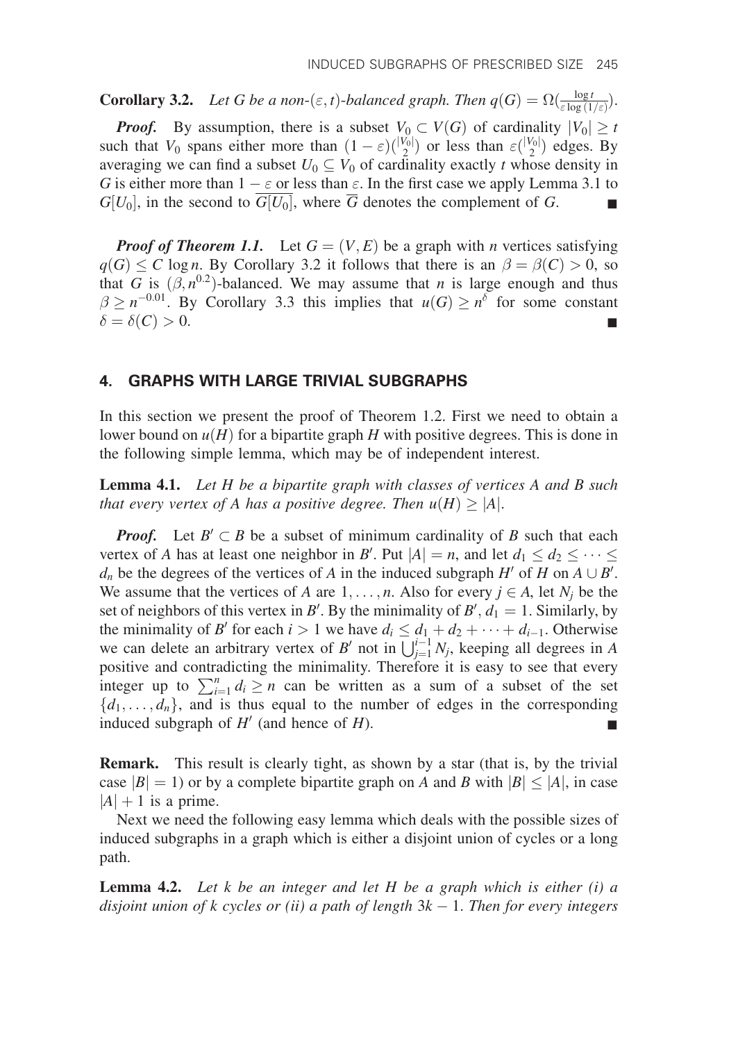**Corollary 3.2.** *Let $G$ be a non-$(\varepsilon, t)$-balanced graph. Then $q(G) = \Omega(\frac{\log t}{\varepsilon \log(1/\varepsilon)})$.*

***Proof.*** By assumption, there is a subset $V_0 \subset V(G)$ of cardinality $|V_0| \geq t$ such that $V_0$ spans either more than $(1-\varepsilon)\binom{|V_0|}{2}$ or less than $\varepsilon\binom{|V_0|}{2}$ edges. By averaging we can find a subset $U_0 \subseteq V_0$ of cardinality exactly $t$ whose density in $G$ is either more than $1-\varepsilon$ or less than $\varepsilon$. In the first case we apply Lemma 3.1 to $G[U_0]$, in the second to $\overline{G[U_0]}$, where $\overline{G}$ denotes the complement of $G$. ∎

***Proof of Theorem 1.1.*** Let $G = (V, E)$ be a graph with $n$ vertices satisfying $q(G) \leq C \log n$. By Corollary 3.2 it follows that there is an $\beta = \beta(C) > 0$, so that $G$ is $(\beta, n^{0.2})$-balanced. We may assume that $n$ is large enough and thus $\beta \geq n^{-0.01}$. By Corollary 3.3 this implies that $u(G) \geq n^{\delta}$ for some constant $\delta = \delta(C) > 0$. ∎

## 4. GRAPHS WITH LARGE TRIVIAL SUBGRAPHS

In this section we present the proof of Theorem 1.2. First we need to obtain a lower bound on $u(H)$ for a bipartite graph $H$ with positive degrees. This is done in the following simple lemma, which may be of independent interest.

**Lemma 4.1.** *Let $H$ be a bipartite graph with classes of vertices $A$ and $B$ such that every vertex of $A$ has a positive degree. Then $u(H) \geq |A|$.*

***Proof.*** Let $B' \subset B$ be a subset of minimum cardinality of $B$ such that each vertex of $A$ has at least one neighbor in $B'$. Put $|A| = n$, and let $d_1 \leq d_2 \leq \cdots \leq d_n$ be the degrees of the vertices of $A$ in the induced subgraph $H'$ of $H$ on $A \cup B'$. We assume that the vertices of $A$ are $1, \ldots, n$. Also for every $j \in A$, let $N_j$ be the set of neighbors of this vertex in $B'$. By the minimality of $B'$, $d_1 = 1$. Similarly, by the minimality of $B'$ for each $i > 1$ we have $d_i \leq d_1 + d_2 + \cdots + d_{i-1}$. Otherwise we can delete an arbitrary vertex of $B'$ not in $\bigcup_{j=1}^{i-1} N_j$, keeping all degrees in $A$ positive and contradicting the minimality. Therefore it is easy to see that every integer up to $\sum_{i=1}^{n} d_i \geq n$ can be written as a sum of a subset of the set $\{d_1, \ldots, d_n\}$, and is thus equal to the number of edges in the corresponding induced subgraph of $H'$ (and hence of $H$). ∎

**Remark.** This result is clearly tight, as shown by a star (that is, by the trivial case $|B| = 1$) or by a complete bipartite graph on $A$ and $B$ with $|B| \leq |A|$, in case $|A| + 1$ is a prime.

Next we need the following easy lemma which deals with the possible sizes of induced subgraphs in a graph which is either a disjoint union of cycles or a long path.

**Lemma 4.2.** *Let $k$ be an integer and let $H$ be a graph which is either (i) a disjoint union of $k$ cycles or (ii) a path of length $3k - 1$. Then for every integers*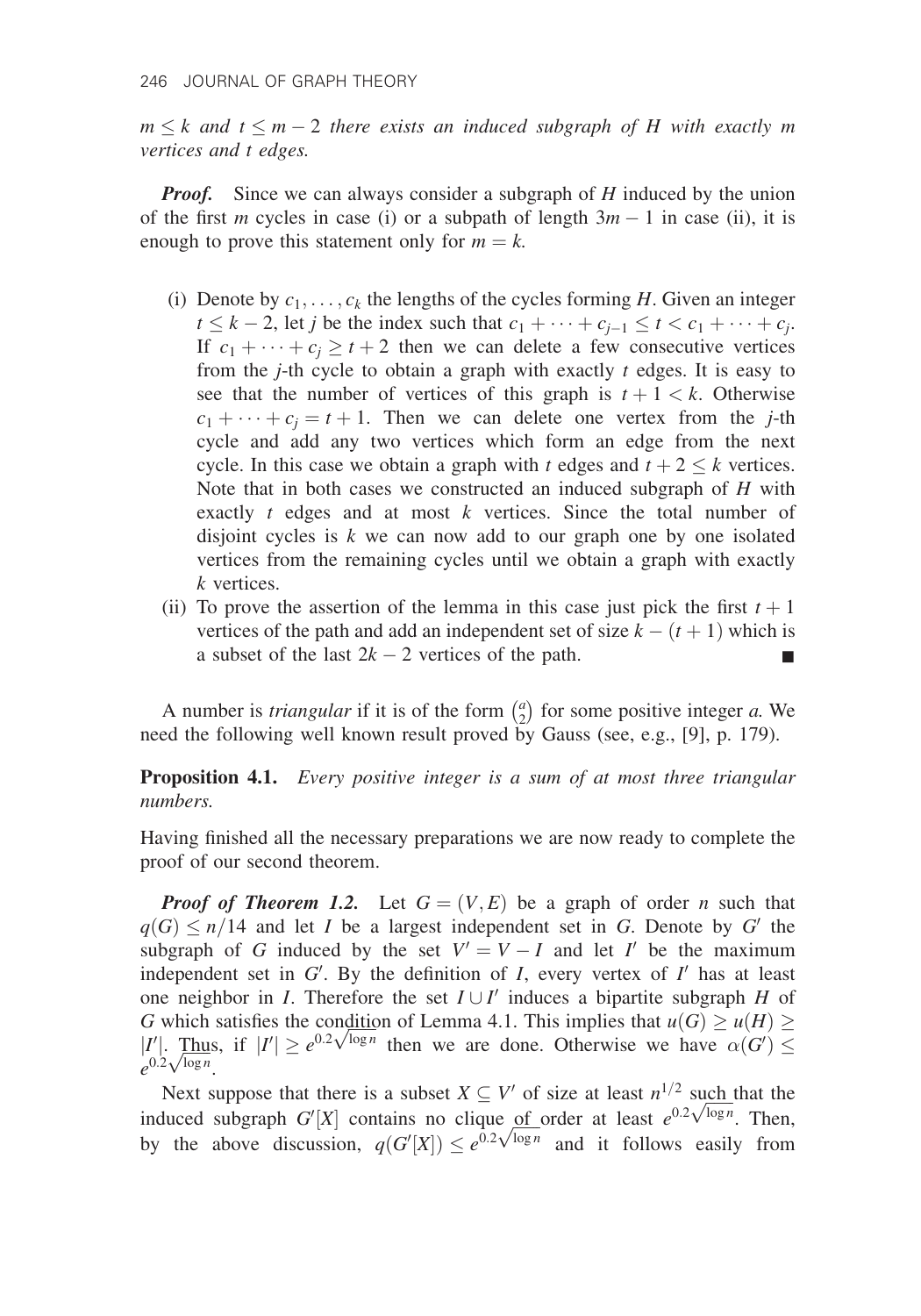*$m \le k$ and $t \le m-2$ there exists an induced subgraph of $H$ with exactly $m$ vertices and $t$ edges.*

***Proof.*** Since we can always consider a subgraph of $H$ induced by the union of the first $m$ cycles in case (i) or a subpath of length $3m-1$ in case (ii), it is enough to prove this statement only for $m = k$.

- (i) Denote by $c_1, \ldots, c_k$ the lengths of the cycles forming $H$. Given an integer $t \le k-2$, let $j$ be the index such that $c_1 + \cdots + c_{j-1} \le t < c_1 + \cdots + c_j$. If $c_1 + \cdots + c_j \ge t+2$ then we can delete a few consecutive vertices from the $j$-th cycle to obtain a graph with exactly $t$ edges. It is easy to see that the number of vertices of this graph is $t+1 < k$. Otherwise $c_1 + \cdots + c_j = t+1$. Then we can delete one vertex from the $j$-th cycle and add any two vertices which form an edge from the next cycle. In this case we obtain a graph with $t$ edges and $t+2 \le k$ vertices. Note that in both cases we constructed an induced subgraph of $H$ with exactly $t$ edges and at most $k$ vertices. Since the total number of disjoint cycles is $k$ we can now add to our graph one by one isolated vertices from the remaining cycles until we obtain a graph with exactly $k$ vertices.
- (ii) To prove the assertion of the lemma in this case just pick the first $t+1$ vertices of the path and add an independent set of size $k-(t+1)$ which is a subset of the last $2k-2$ vertices of the path. ■

A number is *triangular* if it is of the form $\binom{a}{2}$ for some positive integer $a$. We need the following well known result proved by Gauss (see, e.g., [9], p. 179).

**Proposition 4.1.** *Every positive integer is a sum of at most three triangular numbers.*

Having finished all the necessary preparations we are now ready to complete the proof of our second theorem.

***Proof of Theorem 1.2.*** Let $G = (V, E)$ be a graph of order $n$ such that $q(G) \le n/14$ and let $I$ be a largest independent set in $G$. Denote by $G'$ the subgraph of $G$ induced by the set $V' = V - I$ and let $I'$ be the maximum independent set in $G'$. By the definition of $I$, every vertex of $I'$ has at least one neighbor in $I$. Therefore the set $I \cup I'$ induces a bipartite subgraph $H$ of $G$ which satisfies the condition of Lemma 4.1. This implies that $u(G) \ge u(H) \ge |I'|$. Thus, if $|I'| \ge e^{0.2\sqrt{\log n}}$ then we are done. Otherwise we have $\alpha(G') \le e^{0.2\sqrt{\log n}}$.

Next suppose that there is a subset $X \subseteq V'$ of size at least $n^{1/2}$ such that the induced subgraph $G'[X]$ contains no clique of order at least $e^{0.2\sqrt{\log n}}$. Then, by the above discussion, $q(G'[X]) \le e^{0.2\sqrt{\log n}}$ and it follows easily from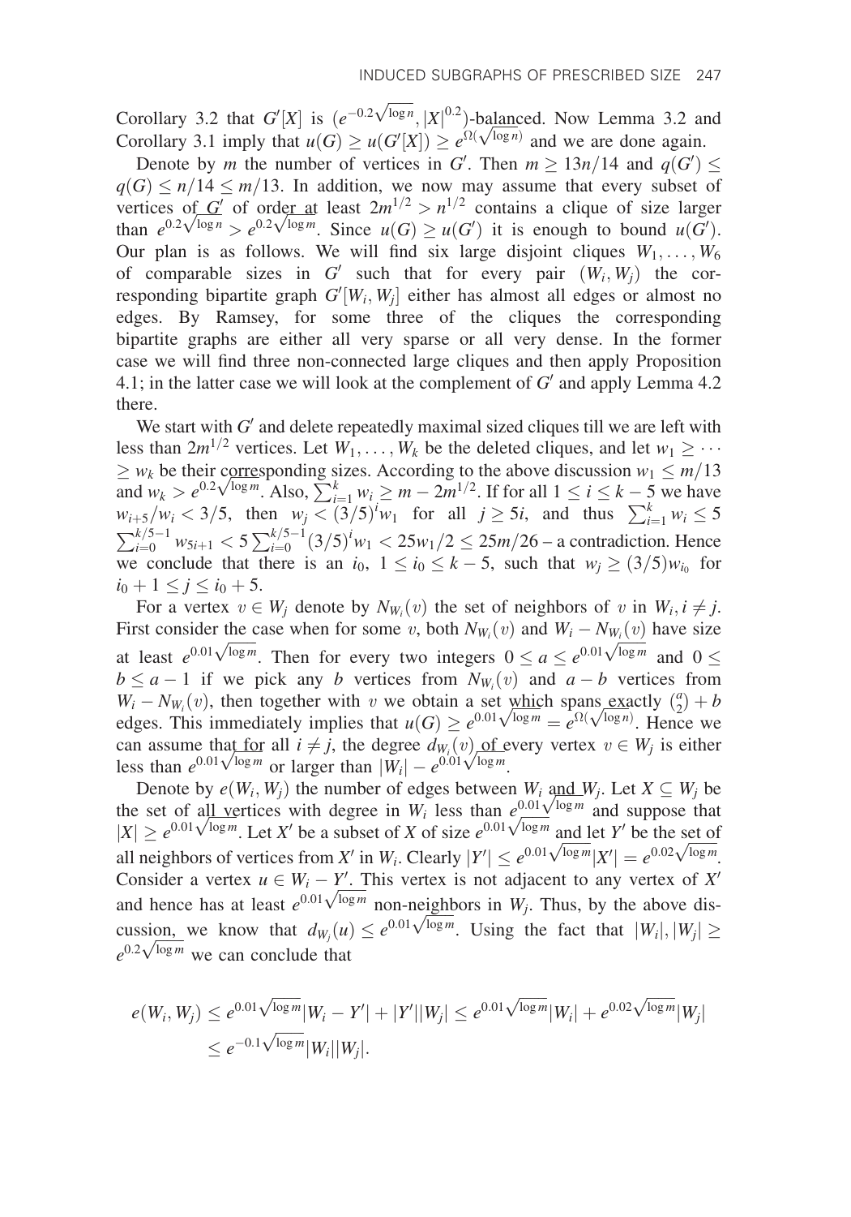Corollary 3.2 that $G'[X]$ is $(e^{-0.2\sqrt{\log n}}, |X|^{0.2})$-balanced. Now Lemma 3.2 and Corollary 3.1 imply that $u(G) \geq u(G'[X]) \geq e^{\Omega(\sqrt{\log n})}$ and we are done again.

Denote by $m$ the number of vertices in $G'$. Then $m \geq 13n/14$ and $q(G') \leq q(G) \leq n/14 \leq m/13$. In addition, we now may assume that every subset of vertices of $G'$ of order at least $2m^{1/2} > n^{1/2}$ contains a clique of size larger than $e^{0.2\sqrt{\log n}} > e^{0.2\sqrt{\log m}}$. Since $u(G) \geq u(G')$ it is enough to bound $u(G')$. Our plan is as follows. We will find six large disjoint cliques $W_1, \ldots, W_6$ of comparable sizes in $G'$ such that for every pair $(W_i, W_j)$ the corresponding bipartite graph $G'[W_i, W_j]$ either has almost all edges or almost no edges. By Ramsey, for some three of the cliques the corresponding bipartite graphs are either all very sparse or all very dense. In the former case we will find three non-connected large cliques and then apply Proposition 4.1; in the latter case we will look at the complement of $G'$ and apply Lemma 4.2 there.

We start with $G'$ and delete repeatedly maximal sized cliques till we are left with less than $2m^{1/2}$ vertices. Let $W_1, \ldots, W_k$ be the deleted cliques, and let $w_1 \geq \cdots \geq w_k$ be their corresponding sizes. According to the above discussion $w_1 \leq m/13$ and $w_k > e^{0.2\sqrt{\log m}}$. Also, $\sum_{i=1}^{k} w_i \geq m - 2m^{1/2}$. If for all $1 \leq i \leq k-5$ we have $w_{i+5}/w_i < 3/5$, then $w_j < (3/5)^i w_1$ for all $j \geq 5i$, and thus $\sum_{i=1}^{k} w_i \leq 5 \sum_{i=0}^{k/5-1} w_{5i+1} < 5 \sum_{i=0}^{k/5-1} (3/5)^i w_1 < 25w_1/2 \leq 25m/26$ – a contradiction. Hence we conclude that there is an $i_0$, $1 \leq i_0 \leq k-5$, such that $w_j \geq (3/5) w_{i_0}$ for $i_0 + 1 \leq j \leq i_0 + 5$.

For a vertex $v \in W_j$ denote by $N_{W_i}(v)$ the set of neighbors of $v$ in $W_i, i \neq j$. First consider the case when for some $v$, both $N_{W_i}(v)$ and $W_i - N_{W_i}(v)$ have size at least $e^{0.01\sqrt{\log m}}$. Then for every two integers $0 \leq a \leq e^{0.01\sqrt{\log m}}$ and $0 \leq b \leq a-1$ if we pick any $b$ vertices from $N_{W_i}(v)$ and $a - b$ vertices from $W_i - N_{W_i}(v)$, then together with $v$ we obtain a set which spans exactly $\binom{a}{2} + b$ edges. This immediately implies that $u(G) \geq e^{0.01\sqrt{\log m}} = e^{\Omega(\sqrt{\log n})}$. Hence we can assume that for all $i \neq j$, the degree $d_{W_i}(v)$ of every vertex $v \in W_j$ is either less than $e^{0.01\sqrt{\log m}}$ or larger than $|W_i| - e^{0.01\sqrt{\log m}}$.

Denote by $e(W_i, W_j)$ the number of edges between $W_i$ and $W_j$. Let $X \subseteq W_j$ be the set of all vertices with degree in $W_i$ less than $e^{0.01\sqrt{\log m}}$ and suppose that $|X| \geq e^{0.01\sqrt{\log m}}$. Let $X'$ be a subset of $X$ of size $e^{0.01\sqrt{\log m}}$ and let $Y'$ be the set of all neighbors of vertices from $X'$ in $W_i$. Clearly $|Y'| \leq e^{0.01\sqrt{\log m}}|X'| = e^{0.02\sqrt{\log m}}$. Consider a vertex $u \in W_i - Y'$. This vertex is not adjacent to any vertex of $X'$ and hence has at least $e^{0.01\sqrt{\log m}}$ non-neighbors in $W_j$. Thus, by the above discussion, we know that $d_{W_j}(u) \leq e^{0.01\sqrt{\log m}}$. Using the fact that $|W_i|, |W_j| \geq e^{0.2\sqrt{\log m}}$ we can conclude that

$$
\begin{aligned}
e(W_i, W_j) &\leq e^{0.01\sqrt{\log m}}|W_i - Y'| + |Y'||W_j| \leq e^{0.01\sqrt{\log m}}|W_i| + e^{0.02\sqrt{\log m}}|W_j| \\
&\leq e^{-0.1\sqrt{\log m}}|W_i||W_j|.
\end{aligned}
$$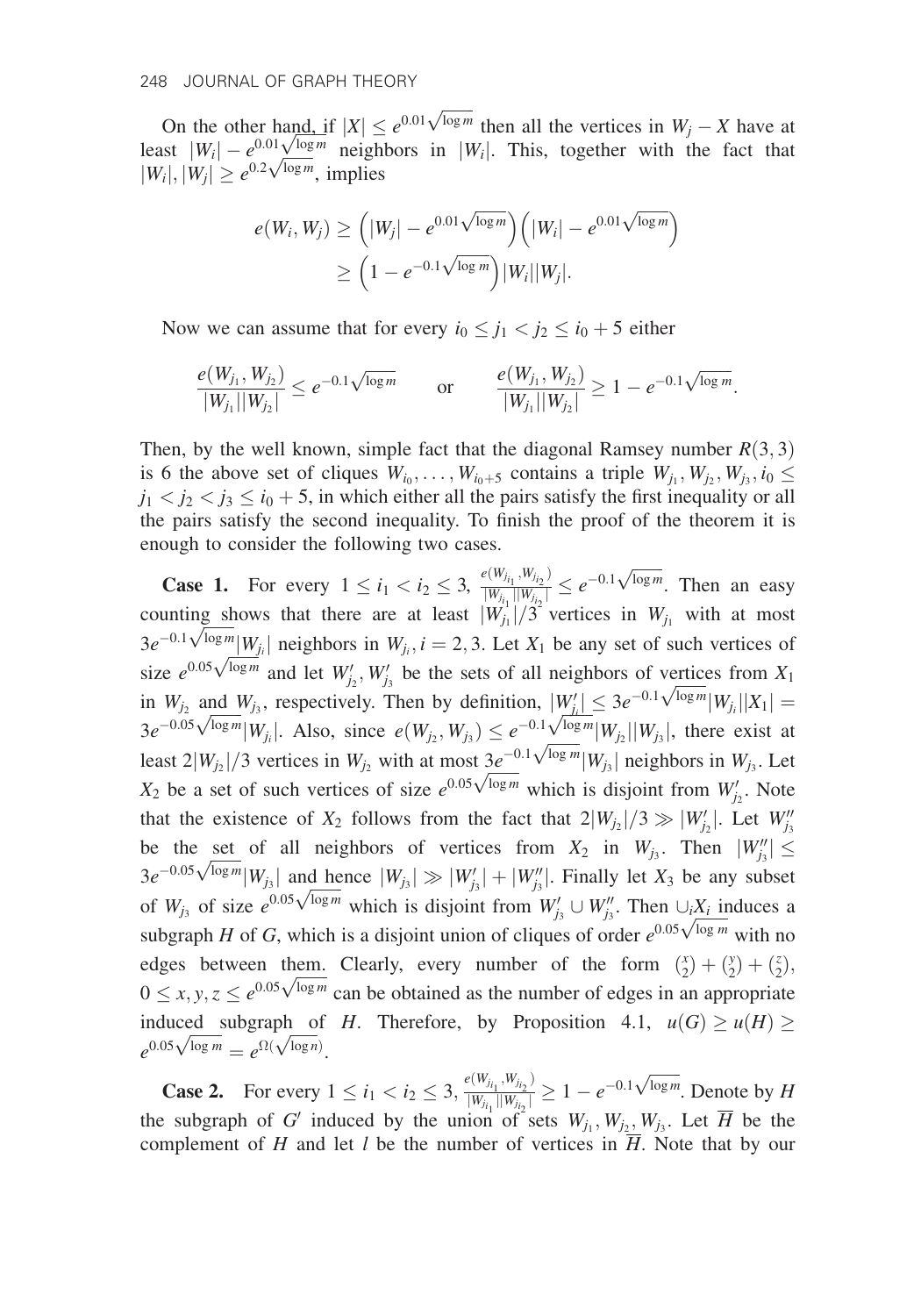On the other hand, if $|X| \le e^{0.01\sqrt{\log m}}$ then all the vertices in $W_j - X$ have at least $|W_i| - e^{0.01\sqrt{\log m}}$ neighbors in $|W_i|$. This, together with the fact that $|W_i|, |W_j| \ge e^{0.2\sqrt{\log m}}$, implies

$$e(W_i, W_j) \ge \left(|W_j| - e^{0.01\sqrt{\log m}}\right)\left(|W_i| - e^{0.01\sqrt{\log m}}\right)$$
$$\ge \left(1 - e^{-0.1\sqrt{\log m}}\right)|W_i||W_j|.$$

Now we can assume that for every $i_0 \le j_1 < j_2 \le i_0 + 5$ either

$$\frac{e(W_{j_1}, W_{j_2})}{|W_{j_1}||W_{j_2}|} \le e^{-0.1\sqrt{\log m}} \qquad \text{or} \qquad \frac{e(W_{j_1}, W_{j_2})}{|W_{j_1}||W_{j_2}|} \ge 1 - e^{-0.1\sqrt{\log m}}.$$

Then, by the well known, simple fact that the diagonal Ramsey number $R(3,3)$ is 6 the above set of cliques $W_{i_0}, \ldots, W_{i_0+5}$ contains a triple $W_{j_1}, W_{j_2}, W_{j_3}, i_0 \le j_1 < j_2 < j_3 \le i_0 + 5$, in which either all the pairs satisfy the first inequality or all the pairs satisfy the second inequality. To finish the proof of the theorem it is enough to consider the following two cases.

**Case 1.** For every $1 \le i_1 < i_2 \le 3$, $\frac{e(W_{j_{i_1}}, W_{j_{i_2}})}{|W_{j_{i_1}}||W_{j_{i_2}}|} \le e^{-0.1\sqrt{\log m}}$. Then an easy counting shows that there are at least $|W_{j_1}|/3$ vertices in $W_{j_1}$ with at most $3e^{-0.1\sqrt{\log m}}|W_{j_i}|$ neighbors in $W_{j_i}, i = 2, 3$. Let $X_1$ be any set of such vertices of size $e^{0.05\sqrt{\log m}}$ and let $W'_{j_2}, W'_{j_3}$ be the sets of all neighbors of vertices from $X_1$ in $W_{j_2}$ and $W_{j_3}$, respectively. Then by definition, $|W'_{j_i}| \le 3e^{-0.1\sqrt{\log m}}|W_{j_i}||X_1| = 3e^{-0.05\sqrt{\log m}}|W_{j_i}|$. Also, since $e(W_{j_2}, W_{j_3}) \le e^{-0.1\sqrt{\log m}}|W_{j_2}||W_{j_3}|$, there exist at least $2|W_{j_2}|/3$ vertices in $W_{j_2}$ with at most $3e^{-0.1\sqrt{\log m}}|W_{j_3}|$ neighbors in $W_{j_3}$. Let $X_2$ be a set of such vertices of size $e^{0.05\sqrt{\log m}}$ which is disjoint from $W'_{j_2}$. Note that the existence of $X_2$ follows from the fact that $2|W_{j_2}|/3 \gg |W'_{j_2}|$. Let $W''_{j_3}$ be the set of all neighbors of vertices from $X_2$ in $W_{j_3}$. Then $|W''_{j_3}| \le 3e^{-0.05\sqrt{\log m}}|W_{j_3}|$ and hence $|W_{j_3}| \gg |W'_{j_3}| + |W''_{j_3}|$. Finally let $X_3$ be any subset of $W_{j_3}$ of size $e^{0.05\sqrt{\log m}}$ which is disjoint from $W'_{j_3} \cup W''_{j_3}$. Then $\cup_i X_i$ induces a subgraph $H$ of $G$, which is a disjoint union of cliques of order $e^{0.05\sqrt{\log m}}$ with no edges between them. Clearly, every number of the form $\binom{x}{2} + \binom{y}{2} + \binom{z}{2}$, $0 \le x, y, z \le e^{0.05\sqrt{\log m}}$ can be obtained as the number of edges in an appropriate induced subgraph of $H$. Therefore, by Proposition 4.1, $u(G) \ge u(H) \ge e^{0.05\sqrt{\log m}} = e^{\Omega(\sqrt{\log n})}$.

**Case 2.** For every $1 \le i_1 < i_2 \le 3$, $\frac{e(W_{j_{i_1}}, W_{j_{i_2}})}{|W_{j_{i_1}}||W_{j_{i_2}}|} \ge 1 - e^{-0.1\sqrt{\log m}}$. Denote by $H$ the subgraph of $G'$ induced by the union of sets $W_{j_1}, W_{j_2}, W_{j_3}$. Let $\overline{H}$ be the complement of $H$ and let $l$ be the number of vertices in $\overline{H}$. Note that by our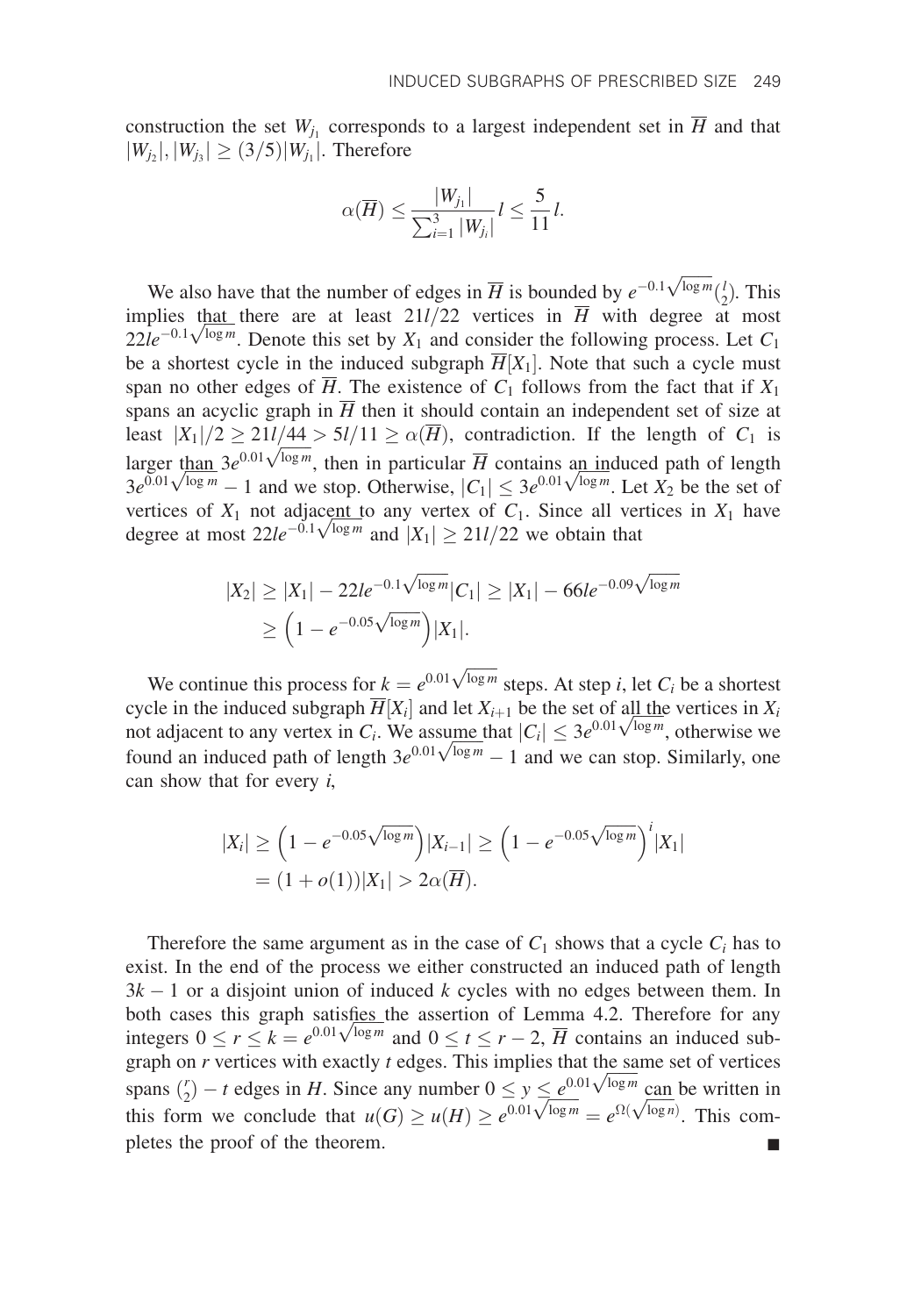construction the set $W_{j_1}$ corresponds to a largest independent set in $\overline{H}$ and that $|W_{j_2}|, |W_{j_3}| \geq (3/5)|W_{j_1}|$. Therefore

$$\alpha(\overline{H}) \leq \frac{|W_{j_1}|}{\sum_{i=1}^{3} |W_{j_i}|} l \leq \frac{5}{11} l.$$

We also have that the number of edges in $\overline{H}$ is bounded by $e^{-0.1\sqrt{\log m}}\binom{l}{2}$. This implies that there are at least $21l/22$ vertices in $\overline{H}$ with degree at most $22le^{-0.1\sqrt{\log m}}$. Denote this set by $X_1$ and consider the following process. Let $C_1$ be a shortest cycle in the induced subgraph $\overline{H}[X_1]$. Note that such a cycle must span no other edges of $\overline{H}$. The existence of $C_1$ follows from the fact that if $X_1$ spans an acyclic graph in $\overline{H}$ then it should contain an independent set of size at least $|X_1|/2 \geq 21l/44 > 5l/11 \geq \alpha(\overline{H})$, contradiction. If the length of $C_1$ is larger than $3e^{0.01\sqrt{\log m}}$, then in particular $\overline{H}$ contains an induced path of length $3e^{0.01\sqrt{\log m}} - 1$ and we stop. Otherwise, $|C_1| \leq 3e^{0.01\sqrt{\log m}}$. Let $X_2$ be the set of vertices of $X_1$ not adjacent to any vertex of $C_1$. Since all vertices in $X_1$ have degree at most $22le^{-0.1\sqrt{\log m}}$ and $|X_1| \geq 21l/22$ we obtain that

$$\begin{aligned}
|X_2| &\geq |X_1| - 22le^{-0.1\sqrt{\log m}}|C_1| \geq |X_1| - 66le^{-0.09\sqrt{\log m}} \\
&\geq \left(1 - e^{-0.05\sqrt{\log m}}\right)|X_1|.
\end{aligned}$$

We continue this process for $k = e^{0.01\sqrt{\log m}}$ steps. At step $i$, let $C_i$ be a shortest cycle in the induced subgraph $\overline{H}[X_i]$ and let $X_{i+1}$ be the set of all the vertices in $X_i$ not adjacent to any vertex in $C_i$. We assume that $|C_i| \leq 3e^{0.01\sqrt{\log m}}$, otherwise we found an induced path of length $3e^{0.01\sqrt{\log m}} - 1$ and we can stop. Similarly, one can show that for every $i$,

$$\begin{aligned}
|X_i| &\geq \left(1 - e^{-0.05\sqrt{\log m}}\right)|X_{i-1}| \geq \left(1 - e^{-0.05\sqrt{\log m}}\right)^i |X_1| \\
&= (1 + o(1))|X_1| > 2\alpha(\overline{H}).
\end{aligned}$$

Therefore the same argument as in the case of $C_1$ shows that a cycle $C_i$ has to exist. In the end of the process we either constructed an induced path of length $3k - 1$ or a disjoint union of induced $k$ cycles with no edges between them. In both cases this graph satisfies the assertion of Lemma 4.2. Therefore for any integers $0 \leq r \leq k = e^{0.01\sqrt{\log m}}$ and $0 \leq t \leq r - 2$, $\overline{H}$ contains an induced subgraph on $r$ vertices with exactly $t$ edges. This implies that the same set of vertices spans $\binom{r}{2} - t$ edges in $H$. Since any number $0 \leq y \leq e^{0.01\sqrt{\log m}}$ can be written in this form we conclude that $u(G) \geq u(H) \geq e^{0.01\sqrt{\log m}} = e^{\Omega(\sqrt{\log n})}$. This completes the proof of the theorem. ∎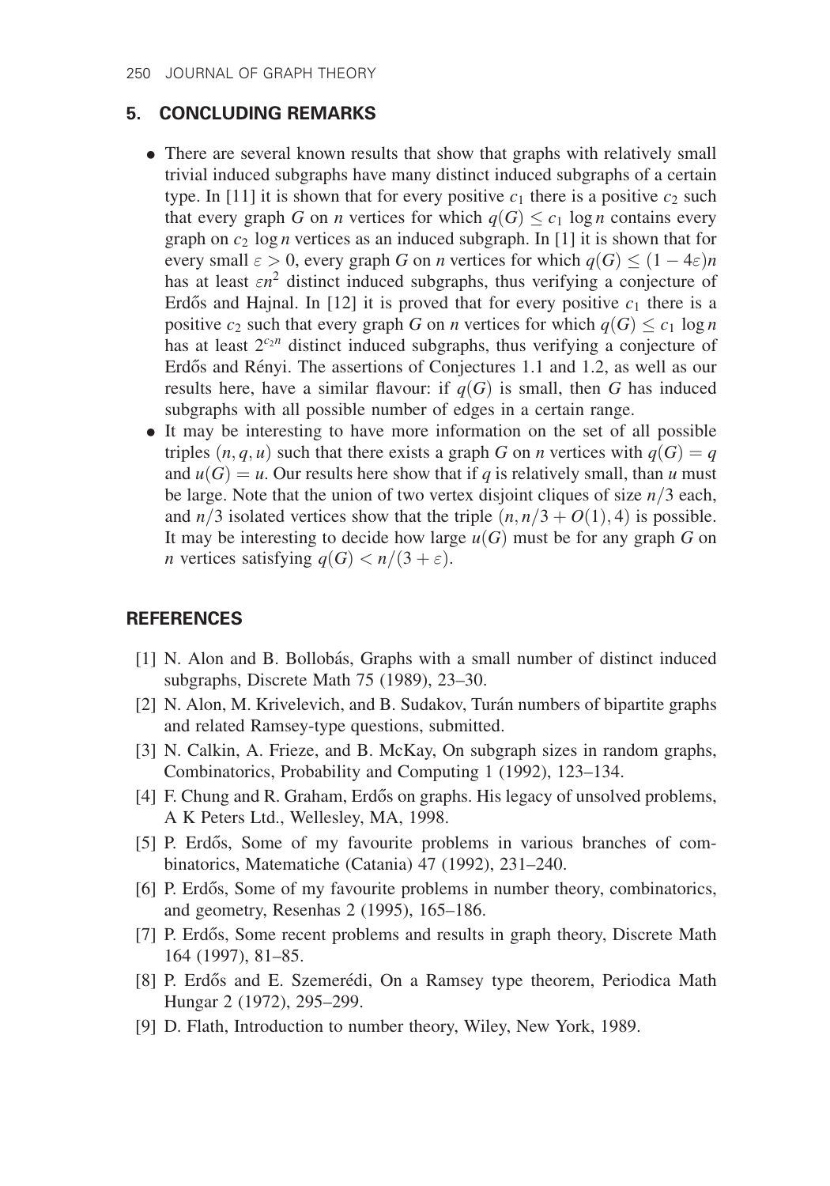## 5. CONCLUDING REMARKS

- There are several known results that show that graphs with relatively small trivial induced subgraphs have many distinct induced subgraphs of a certain type. In [11] it is shown that for every positive $c_1$ there is a positive $c_2$ such that every graph $G$ on $n$ vertices for which $q(G) \leq c_1 \log n$ contains every graph on $c_2 \log n$ vertices as an induced subgraph. In [1] it is shown that for every small $\varepsilon > 0$, every graph $G$ on $n$ vertices for which $q(G) \leq (1 - 4\varepsilon)n$ has at least $\varepsilon n^2$ distinct induced subgraphs, thus verifying a conjecture of Erdős and Hajnal. In [12] it is proved that for every positive $c_1$ there is a positive $c_2$ such that every graph $G$ on $n$ vertices for which $q(G) \leq c_1 \log n$ has at least $2^{c_2 n}$ distinct induced subgraphs, thus verifying a conjecture of Erdős and Rényi. The assertions of Conjectures 1.1 and 1.2, as well as our results here, have a similar flavour: if $q(G)$ is small, then $G$ has induced subgraphs with all possible number of edges in a certain range.
- It may be interesting to have more information on the set of all possible triples $(n, q, u)$ such that there exists a graph $G$ on $n$ vertices with $q(G) = q$ and $u(G) = u$. Our results here show that if $q$ is relatively small, than $u$ must be large. Note that the union of two vertex disjoint cliques of size $n/3$ each, and $n/3$ isolated vertices show that the triple $(n, n/3 + O(1), 4)$ is possible. It may be interesting to decide how large $u(G)$ must be for any graph $G$ on $n$ vertices satisfying $q(G) < n/(3 + \varepsilon)$.

## REFERENCES

[1] N. Alon and B. Bollobás, Graphs with a small number of distinct induced subgraphs, Discrete Math 75 (1989), 23–30.

[2] N. Alon, M. Krivelevich, and B. Sudakov, Turán numbers of bipartite graphs and related Ramsey-type questions, submitted.

[3] N. Calkin, A. Frieze, and B. McKay, On subgraph sizes in random graphs, Combinatorics, Probability and Computing 1 (1992), 123–134.

[4] F. Chung and R. Graham, Erdős on graphs. His legacy of unsolved problems, A K Peters Ltd., Wellesley, MA, 1998.

[5] P. Erdős, Some of my favourite problems in various branches of combinatorics, Matematiche (Catania) 47 (1992), 231–240.

[6] P. Erdős, Some of my favourite problems in number theory, combinatorics, and geometry, Resenhas 2 (1995), 165–186.

[7] P. Erdős, Some recent problems and results in graph theory, Discrete Math 164 (1997), 81–85.

[8] P. Erdős and E. Szemerédi, On a Ramsey type theorem, Periodica Math Hungar 2 (1972), 295–299.

[9] D. Flath, Introduction to number theory, Wiley, New York, 1989.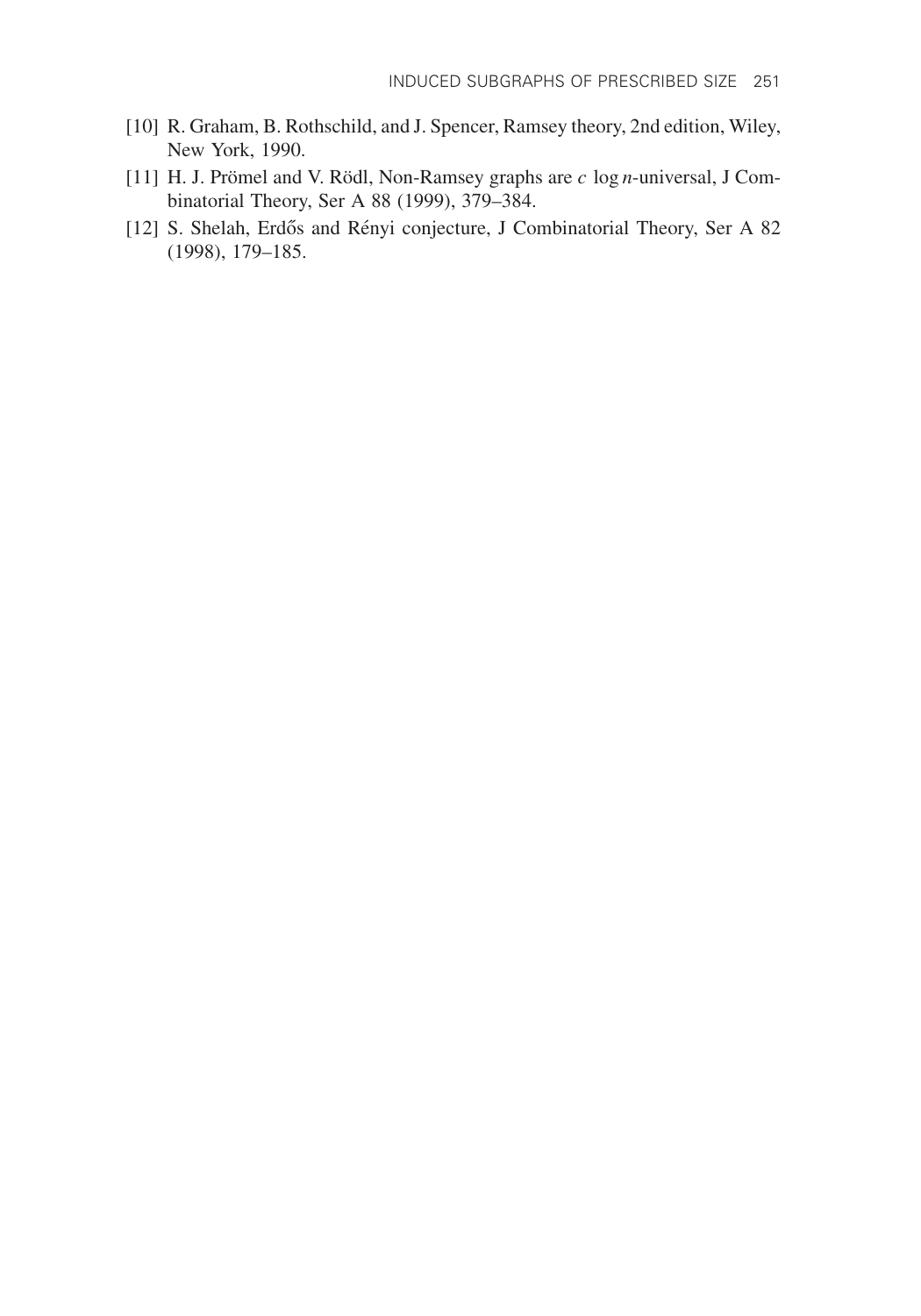[10] R. Graham, B. Rothschild, and J. Spencer, Ramsey theory, 2nd edition, Wiley, New York, 1990.

[11] H. J. Prömel and V. Rödl, Non-Ramsey graphs are $c \log n$-universal, J Combinatorial Theory, Ser A 88 (1999), 379–384.

[12] S. Shelah, Erdős and Rényi conjecture, J Combinatorial Theory, Ser A 82 (1998), 179–185.